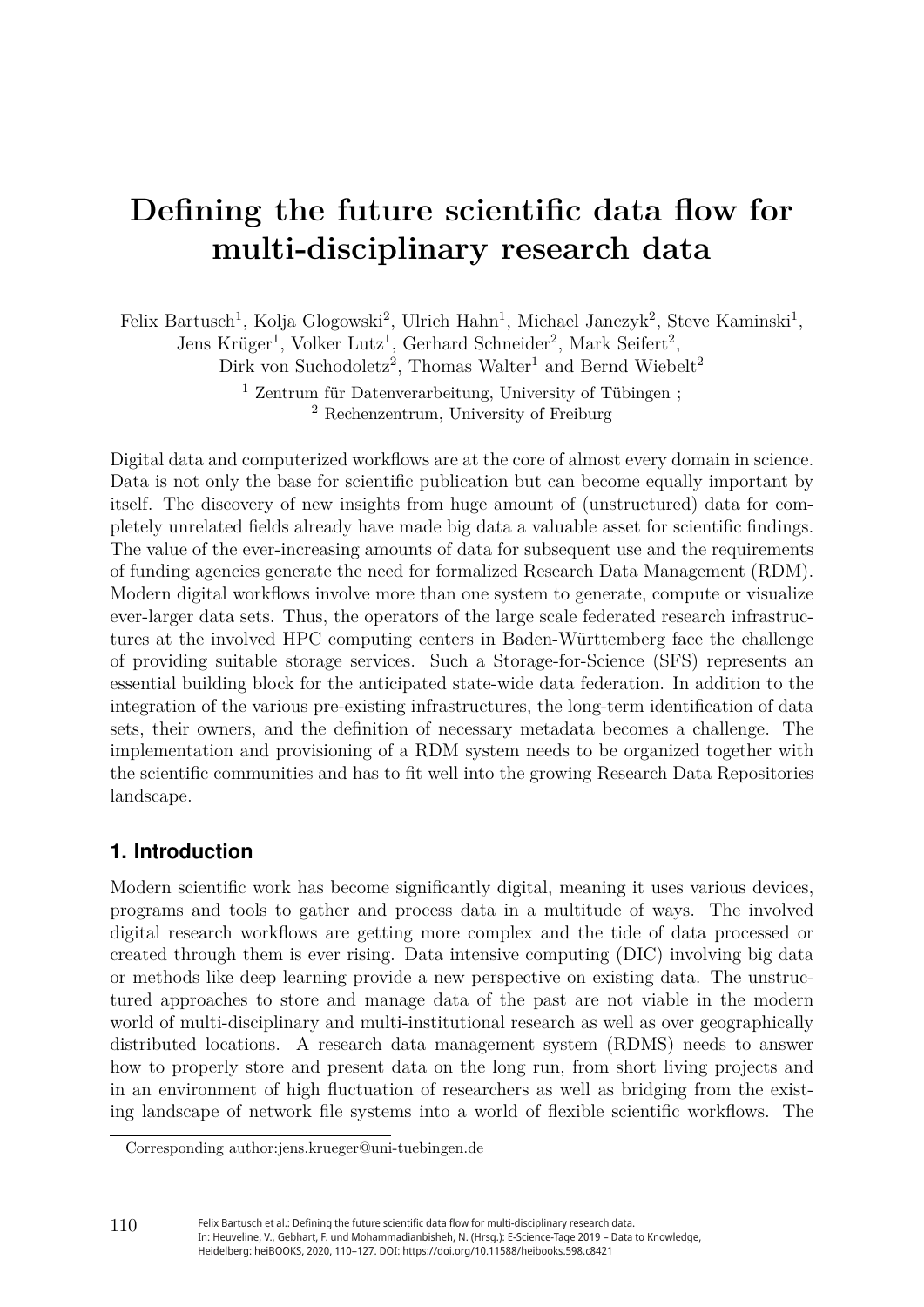# Defining the future scientific data flow for multi-disciplinary research data

Felix Bartusch[1], Kolja Glogowski[2], Ulrich Hahn[1], Michael Janczyk[2], Steve Kaminski[1], Jens Krüger[1], Volker Lutz[1], Gerhard Schneider[2], Mark Seifert[2], Dirk von Suchodoletz[2], Thomas Walter[1] and Bernd Wiebelt[2]

[1] Zentrum für Datenverarbeitung, University of Tübingen ;
[2] Rechenzentrum, University of Freiburg

Digital data and computerized workflows are at the core of almost every domain in science. Data is not only the base for scientific publication but can become equally important by itself. The discovery of new insights from huge amount of (unstructured) data for completely unrelated fields already have made big data a valuable asset for scientific findings. The value of the ever-increasing amounts of data for subsequent use and the requirements of funding agencies generate the need for formalized Research Data Management (RDM). Modern digital workflows involve more than one system to generate, compute or visualize ever-larger data sets. Thus, the operators of the large scale federated research infrastructures at the involved HPC computing centers in Baden-Württemberg face the challenge of providing suitable storage services. Such a Storage-for-Science (SFS) represents an essential building block for the anticipated state-wide data federation. In addition to the integration of the various pre-existing infrastructures, the long-term identification of data sets, their owners, and the definition of necessary metadata becomes a challenge. The implementation and provisioning of a RDM system needs to be organized together with the scientific communities and has to fit well into the growing Research Data Repositories landscape.

## 1. Introduction

Modern scientific work has become significantly digital, meaning it uses various devices, programs and tools to gather and process data in a multitude of ways. The involved digital research workflows are getting more complex and the tide of data processed or created through them is ever rising. Data intensive computing (DIC) involving big data or methods like deep learning provide a new perspective on existing data. The unstructured approaches to store and manage data of the past are not viable in the modern world of multi-disciplinary and multi-institutional research as well as over geographically distributed locations. A research data management system (RDMS) needs to answer how to properly store and present data on the long run, from short living projects and in an environment of high fluctuation of researchers as well as bridging from the existing landscape of network file systems into a world of flexible scientific workflows. The

Corresponding author:jens.krueger@uni-tuebingen.de

Felix Bartusch et al.: Defining the future scientific data flow for multi-disciplinary research data.
In: Heuveline, V., Gebhart, F. und Mohammadianbisheh, N. (Hrsg.): E-Science-Tage 2019 – Data to Knowledge,
Heidelberg: heiBOOKS, 2020, 110–127. DOI: https://doi.org/10.11588/heibooks.598.c8421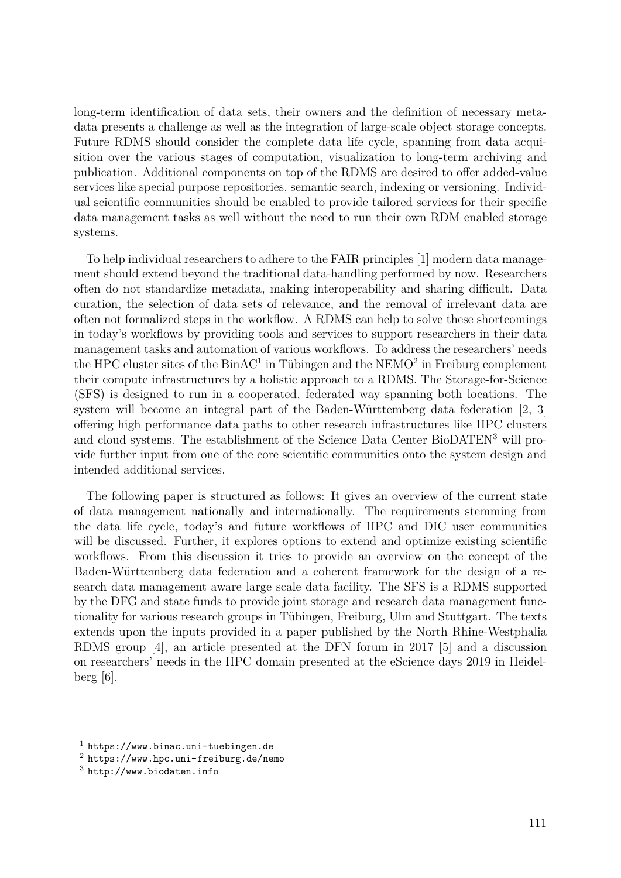long-term identification of data sets, their owners and the definition of necessary metadata presents a challenge as well as the integration of large-scale object storage concepts. Future RDMS should consider the complete data life cycle, spanning from data acquisition over the various stages of computation, visualization to long-term archiving and publication. Additional components on top of the RDMS are desired to offer added-value services like special purpose repositories, semantic search, indexing or versioning. Individual scientific communities should be enabled to provide tailored services for their specific data management tasks as well without the need to run their own RDM enabled storage systems.

To help individual researchers to adhere to the FAIR principles [1] modern data management should extend beyond the traditional data-handling performed by now. Researchers often do not standardize metadata, making interoperability and sharing difficult. Data curation, the selection of data sets of relevance, and the removal of irrelevant data are often not formalized steps in the workflow. A RDMS can help to solve these shortcomings in today's workflows by providing tools and services to support researchers in their data management tasks and automation of various workflows. To address the researchers' needs the HPC cluster sites of the BinAC[1] in Tübingen and the NEMO[2] in Freiburg complement their compute infrastructures by a holistic approach to a RDMS. The Storage-for-Science (SFS) is designed to run in a cooperated, federated way spanning both locations. The system will become an integral part of the Baden-Württemberg data federation [2, 3] offering high performance data paths to other research infrastructures like HPC clusters and cloud systems. The establishment of the Science Data Center BioDATEN[3] will provide further input from one of the core scientific communities onto the system design and intended additional services.

The following paper is structured as follows: It gives an overview of the current state of data management nationally and internationally. The requirements stemming from the data life cycle, today's and future workflows of HPC and DIC user communities will be discussed. Further, it explores options to extend and optimize existing scientific workflows. From this discussion it tries to provide an overview on the concept of the Baden-Württemberg data federation and a coherent framework for the design of a research data management aware large scale data facility. The SFS is a RDMS supported by the DFG and state funds to provide joint storage and research data management functionality for various research groups in Tübingen, Freiburg, Ulm and Stuttgart. The texts extends upon the inputs provided in a paper published by the North Rhine-Westphalia RDMS group [4], an article presented at the DFN forum in 2017 [5] and a discussion on researchers' needs in the HPC domain presented at the eScience days 2019 in Heidelberg [6].

[1] https://www.binac.uni-tuebingen.de

[2] https://www.hpc.uni-freiburg.de/nemo

[3] http://www.biodaten.info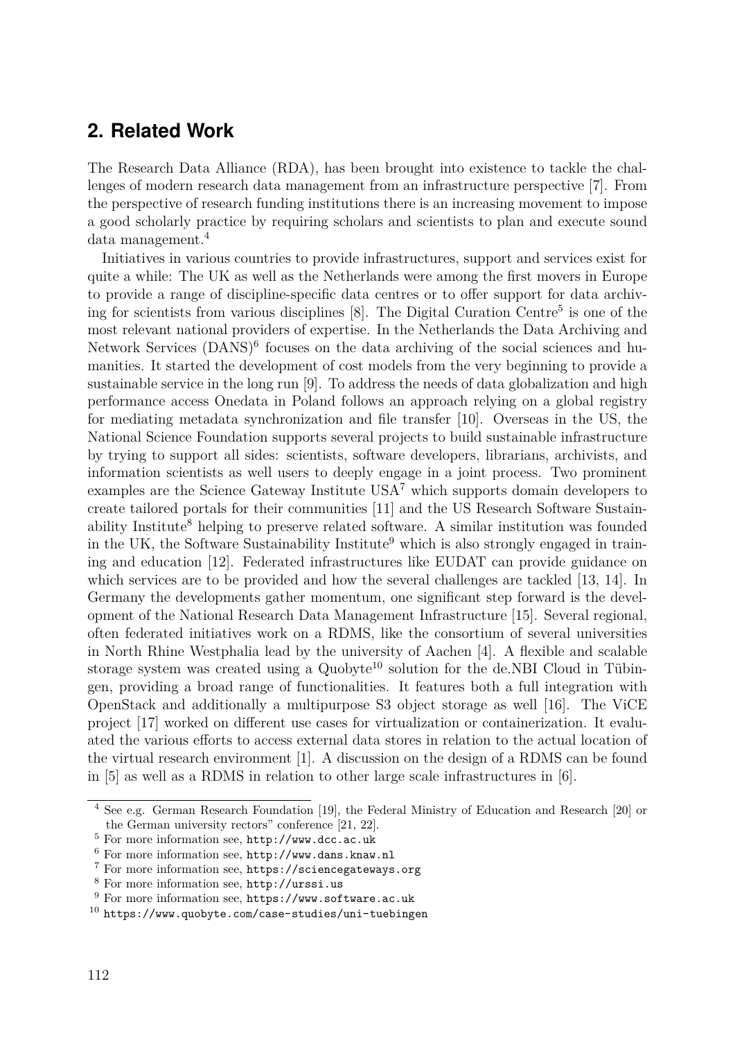## 2. Related Work

The Research Data Alliance (RDA), has been brought into existence to tackle the challenges of modern research data management from an infrastructure perspective [7]. From the perspective of research funding institutions there is an increasing movement to impose a good scholarly practice by requiring scholars and scientists to plan and execute sound data management.[4]

Initiatives in various countries to provide infrastructures, support and services exist for quite a while: The UK as well as the Netherlands were among the first movers in Europe to provide a range of discipline-specific data centres or to offer support for data archiving for scientists from various disciplines [8]. The Digital Curation Centre[5] is one of the most relevant national providers of expertise. In the Netherlands the Data Archiving and Network Services (DANS)[6] focuses on the data archiving of the social sciences and humanities. It started the development of cost models from the very beginning to provide a sustainable service in the long run [9]. To address the needs of data globalization and high performance access Onedata in Poland follows an approach relying on a global registry for mediating metadata synchronization and file transfer [10]. Overseas in the US, the National Science Foundation supports several projects to build sustainable infrastructure by trying to support all sides: scientists, software developers, librarians, archivists, and information scientists as well users to deeply engage in a joint process. Two prominent examples are the Science Gateway Institute USA[7] which supports domain developers to create tailored portals for their communities [11] and the US Research Software Sustainability Institute[8] helping to preserve related software. A similar institution was founded in the UK, the Software Sustainability Institute[9] which is also strongly engaged in training and education [12]. Federated infrastructures like EUDAT can provide guidance on which services are to be provided and how the several challenges are tackled [13, 14]. In Germany the developments gather momentum, one significant step forward is the development of the National Research Data Management Infrastructure [15]. Several regional, often federated initiatives work on a RDMS, like the consortium of several universities in North Rhine Westphalia lead by the university of Aachen [4]. A flexible and scalable storage system was created using a Quobyte[10] solution for the de.NBI Cloud in Tübingen, providing a broad range of functionalities. It features both a full integration with OpenStack and additionally a multipurpose S3 object storage as well [16]. The ViCE project [17] worked on different use cases for virtualization or containerization. It evaluated the various efforts to access external data stores in relation to the actual location of the virtual research environment [1]. A discussion on the design of a RDMS can be found in [5] as well as a RDMS in relation to other large scale infrastructures in [6].

---

[4] See e.g. German Research Foundation [19], the Federal Ministry of Education and Research [20] or the German university rectors" conference [21, 22].

[5] For more information see, http://www.dcc.ac.uk

[6] For more information see, http://www.dans.knaw.nl

[7] For more information see, https://sciencegateways.org

[8] For more information see, http://urssi.us

[9] For more information see, https://www.software.ac.uk

[10] https://www.quobyte.com/case-studies/uni-tuebingen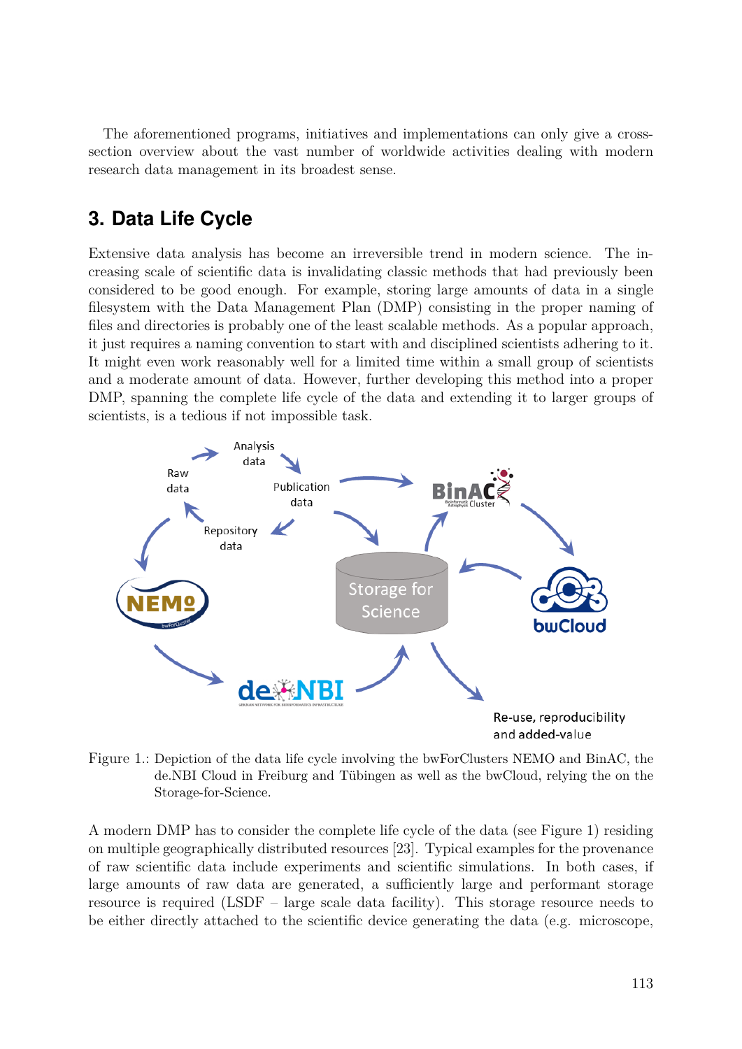The aforementioned programs, initiatives and implementations can only give a cross-section overview about the vast number of worldwide activities dealing with modern research data management in its broadest sense.

## 3. Data Life Cycle

Extensive data analysis has become an irreversible trend in modern science. The increasing scale of scientific data is invalidating classic methods that had previously been considered to be good enough. For example, storing large amounts of data in a single filesystem with the Data Management Plan (DMP) consisting in the proper naming of files and directories is probably one of the least scalable methods. As a popular approach, it just requires a naming convention to start with and disciplined scientists adhering to it. It might even work reasonably well for a limited time within a small group of scientists and a moderate amount of data. However, further developing this method into a proper DMP, spanning the complete life cycle of the data and extending it to larger groups of scientists, is a tedious if not impossible task.

Figure 1.: Depiction of the data life cycle involving the bwForClusters NEMO and BinAC, the de.NBI Cloud in Freiburg and Tübingen as well as the bwCloud, relying the on the Storage-for-Science.

A modern DMP has to consider the complete life cycle of the data (see Figure 1) residing on multiple geographically distributed resources [23]. Typical examples for the provenance of raw scientific data include experiments and scientific simulations. In both cases, if large amounts of raw data are generated, a sufficiently large and performant storage resource is required (LSDF – large scale data facility). This storage resource needs to be either directly attached to the scientific device generating the data (e.g. microscope,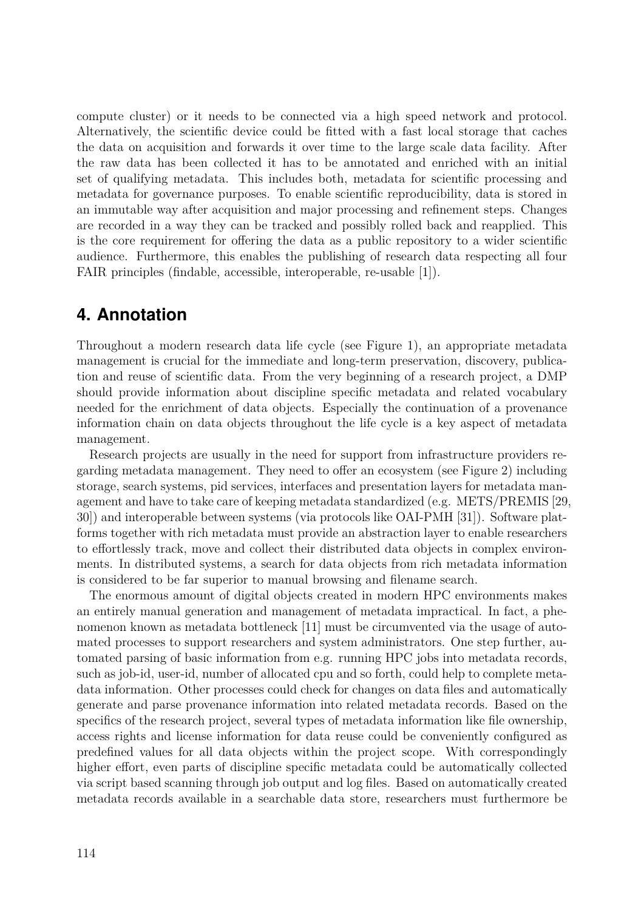compute cluster) or it needs to be connected via a high speed network and protocol. Alternatively, the scientific device could be fitted with a fast local storage that caches the data on acquisition and forwards it over time to the large scale data facility. After the raw data has been collected it has to be annotated and enriched with an initial set of qualifying metadata. This includes both, metadata for scientific processing and metadata for governance purposes. To enable scientific reproducibility, data is stored in an immutable way after acquisition and major processing and refinement steps. Changes are recorded in a way they can be tracked and possibly rolled back and reapplied. This is the core requirement for offering the data as a public repository to a wider scientific audience. Furthermore, this enables the publishing of research data respecting all four FAIR principles (findable, accessible, interoperable, re-usable [1]).

## 4. Annotation

Throughout a modern research data life cycle (see Figure 1), an appropriate metadata management is crucial for the immediate and long-term preservation, discovery, publication and reuse of scientific data. From the very beginning of a research project, a DMP should provide information about discipline specific metadata and related vocabulary needed for the enrichment of data objects. Especially the continuation of a provenance information chain on data objects throughout the life cycle is a key aspect of metadata management.

Research projects are usually in the need for support from infrastructure providers regarding metadata management. They need to offer an ecosystem (see Figure 2) including storage, search systems, pid services, interfaces and presentation layers for metadata management and have to take care of keeping metadata standardized (e.g. METS/PREMIS [29, 30]) and interoperable between systems (via protocols like OAI-PMH [31]). Software platforms together with rich metadata must provide an abstraction layer to enable researchers to effortlessly track, move and collect their distributed data objects in complex environments. In distributed systems, a search for data objects from rich metadata information is considered to be far superior to manual browsing and filename search.

The enormous amount of digital objects created in modern HPC environments makes an entirely manual generation and management of metadata impractical. In fact, a phenomenon known as metadata bottleneck [11] must be circumvented via the usage of automated processes to support researchers and system administrators. One step further, automated parsing of basic information from e.g. running HPC jobs into metadata records, such as job-id, user-id, number of allocated cpu and so forth, could help to complete metadata information. Other processes could check for changes on data files and automatically generate and parse provenance information into related metadata records. Based on the specifics of the research project, several types of metadata information like file ownership, access rights and license information for data reuse could be conveniently configured as predefined values for all data objects within the project scope. With correspondingly higher effort, even parts of discipline specific metadata could be automatically collected via script based scanning through job output and log files. Based on automatically created metadata records available in a searchable data store, researchers must furthermore be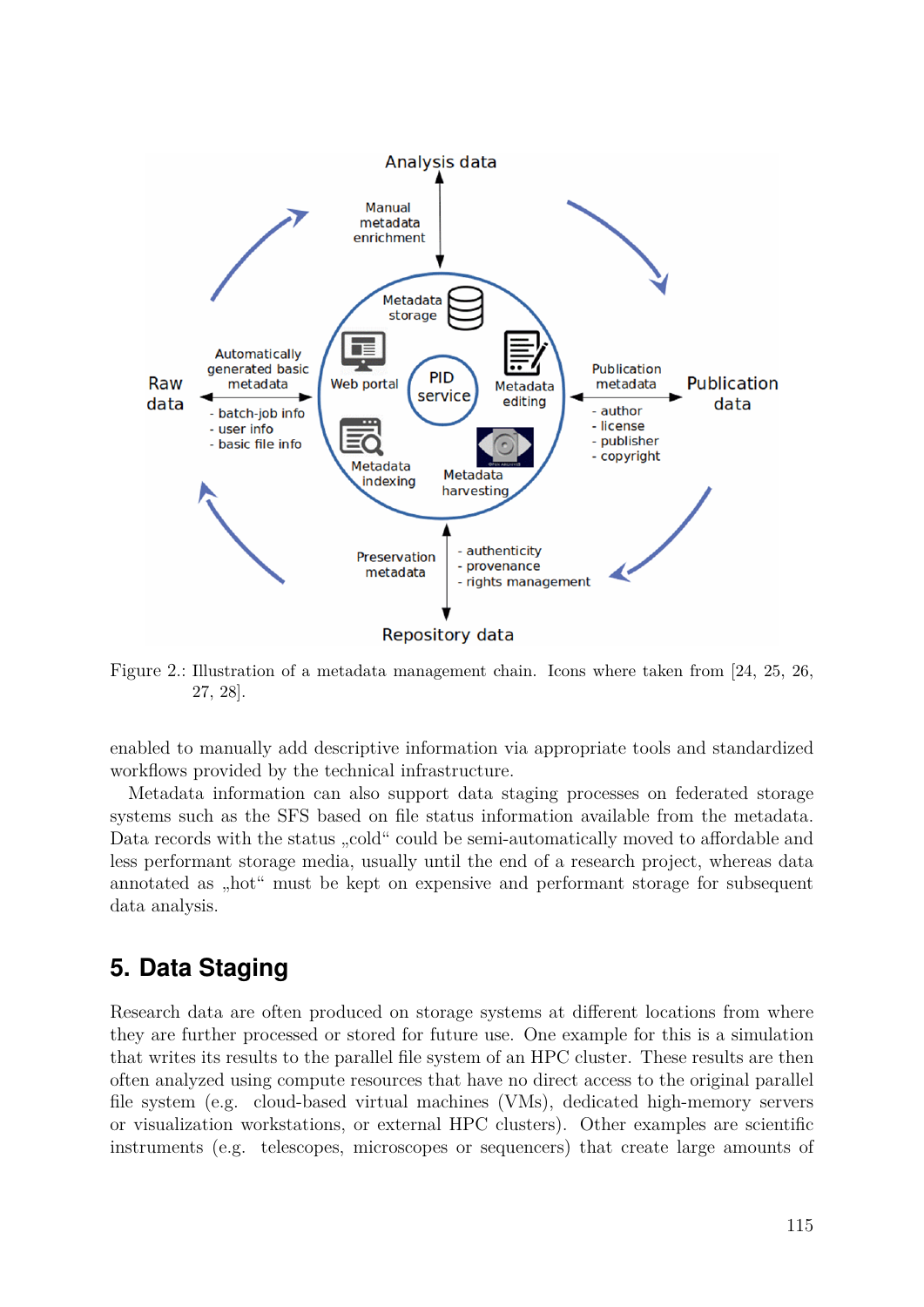Figure 2.: Illustration of a metadata management chain. Icons where taken from [24, 25, 26, 27, 28].

enabled to manually add descriptive information via appropriate tools and standardized workflows provided by the technical infrastructure.

Metadata information can also support data staging processes on federated storage systems such as the SFS based on file status information available from the metadata. Data records with the status „cold“ could be semi-automatically moved to affordable and less performant storage media, usually until the end of a research project, whereas data annotated as „hot“ must be kept on expensive and performant storage for subsequent data analysis.

## 5. Data Staging

Research data are often produced on storage systems at different locations from where they are further processed or stored for future use. One example for this is a simulation that writes its results to the parallel file system of an HPC cluster. These results are then often analyzed using compute resources that have no direct access to the original parallel file system (e.g. cloud-based virtual machines (VMs), dedicated high-memory servers or visualization workstations, or external HPC clusters). Other examples are scientific instruments (e.g. telescopes, microscopes or sequencers) that create large amounts of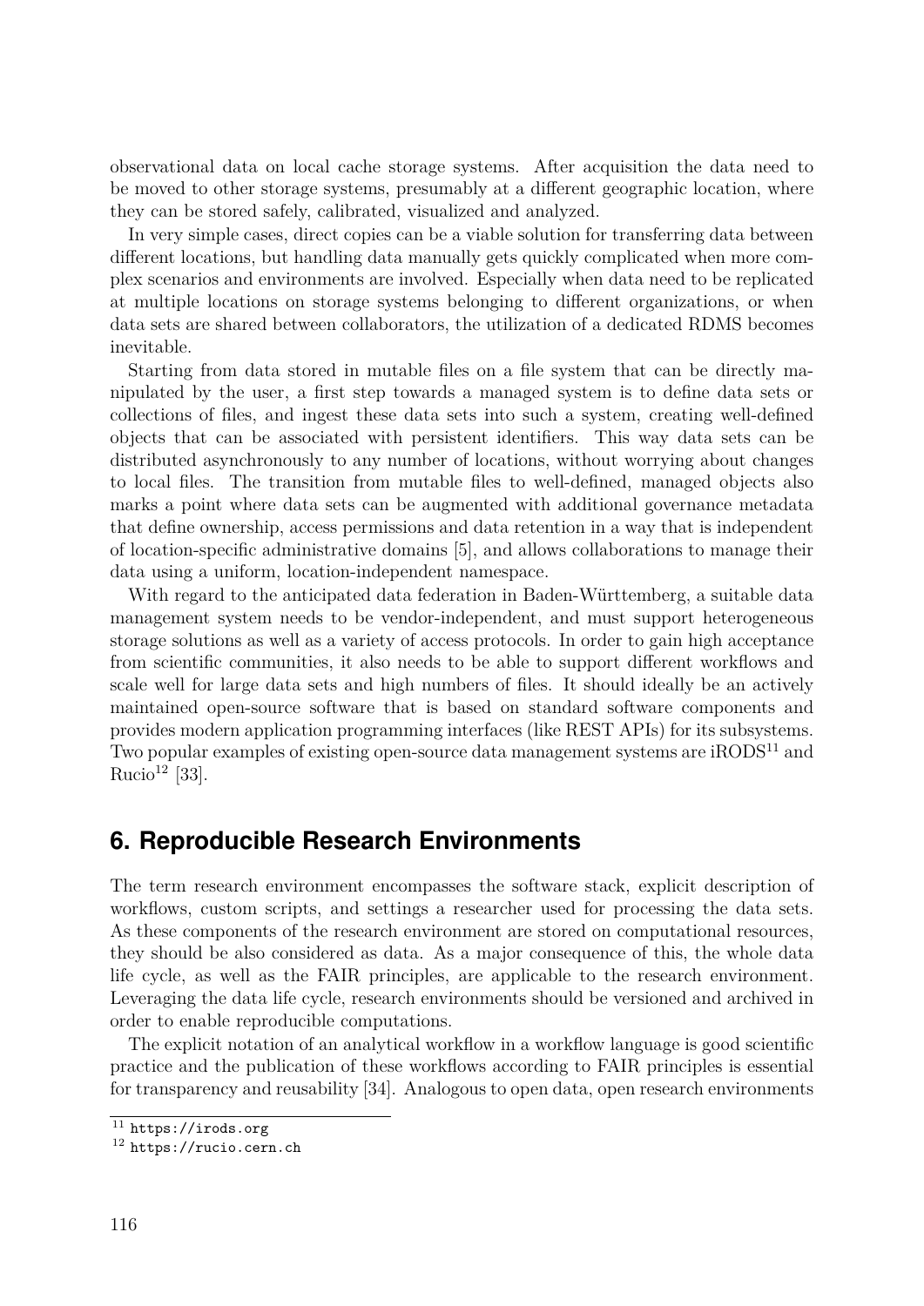observational data on local cache storage systems. After acquisition the data need to be moved to other storage systems, presumably at a different geographic location, where they can be stored safely, calibrated, visualized and analyzed.

In very simple cases, direct copies can be a viable solution for transferring data between different locations, but handling data manually gets quickly complicated when more complex scenarios and environments are involved. Especially when data need to be replicated at multiple locations on storage systems belonging to different organizations, or when data sets are shared between collaborators, the utilization of a dedicated RDMS becomes inevitable.

Starting from data stored in mutable files on a file system that can be directly manipulated by the user, a first step towards a managed system is to define data sets or collections of files, and ingest these data sets into such a system, creating well-defined objects that can be associated with persistent identifiers. This way data sets can be distributed asynchronously to any number of locations, without worrying about changes to local files. The transition from mutable files to well-defined, managed objects also marks a point where data sets can be augmented with additional governance metadata that define ownership, access permissions and data retention in a way that is independent of location-specific administrative domains [5], and allows collaborations to manage their data using a uniform, location-independent namespace.

With regard to the anticipated data federation in Baden-Württemberg, a suitable data management system needs to be vendor-independent, and must support heterogeneous storage solutions as well as a variety of access protocols. In order to gain high acceptance from scientific communities, it also needs to be able to support different workflows and scale well for large data sets and high numbers of files. It should ideally be an actively maintained open-source software that is based on standard software components and provides modern application programming interfaces (like REST APIs) for its subsystems. Two popular examples of existing open-source data management systems are iRODS[11] and Rucio[12] [33].

## 6. Reproducible Research Environments

The term research environment encompasses the software stack, explicit description of workflows, custom scripts, and settings a researcher used for processing the data sets. As these components of the research environment are stored on computational resources, they should be also considered as data. As a major consequence of this, the whole data life cycle, as well as the FAIR principles, are applicable to the research environment. Leveraging the data life cycle, research environments should be versioned and archived in order to enable reproducible computations.

The explicit notation of an analytical workflow in a workflow language is good scientific practice and the publication of these workflows according to FAIR principles is essential for transparency and reusability [34]. Analogous to open data, open research environments

[11] https://irods.org

[12] https://rucio.cern.ch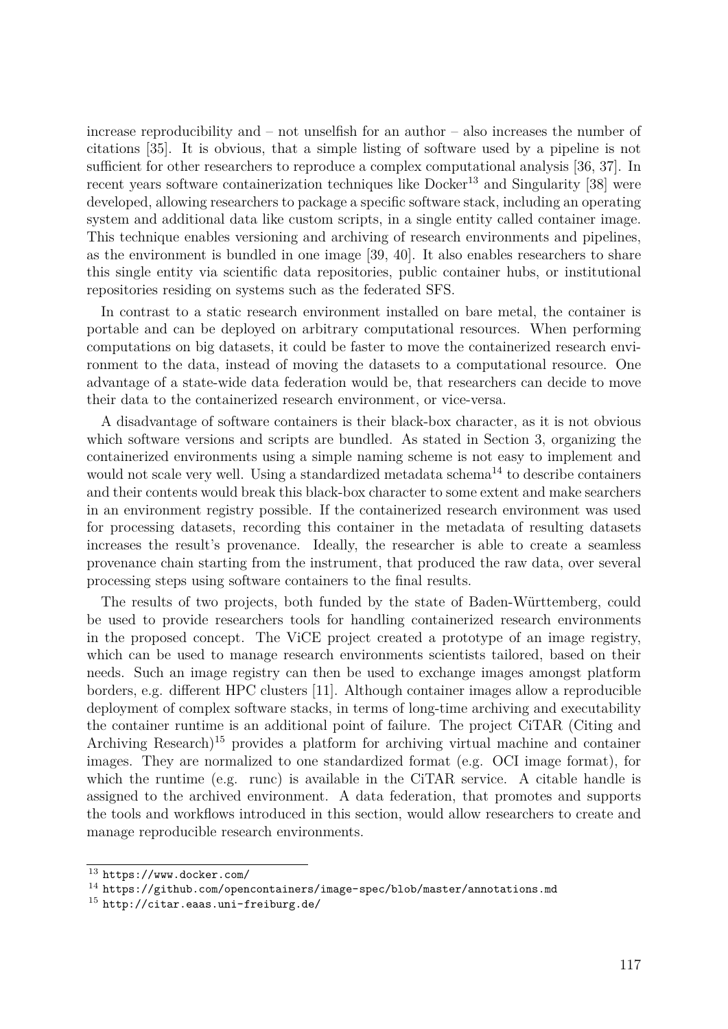increase reproducibility and – not unselfish for an author – also increases the number of citations [35]. It is obvious, that a simple listing of software used by a pipeline is not sufficient for other researchers to reproduce a complex computational analysis [36, 37]. In recent years software containerization techniques like Docker[13] and Singularity [38] were developed, allowing researchers to package a specific software stack, including an operating system and additional data like custom scripts, in a single entity called container image. This technique enables versioning and archiving of research environments and pipelines, as the environment is bundled in one image [39, 40]. It also enables researchers to share this single entity via scientific data repositories, public container hubs, or institutional repositories residing on systems such as the federated SFS.

In contrast to a static research environment installed on bare metal, the container is portable and can be deployed on arbitrary computational resources. When performing computations on big datasets, it could be faster to move the containerized research environment to the data, instead of moving the datasets to a computational resource. One advantage of a state-wide data federation would be, that researchers can decide to move their data to the containerized research environment, or vice-versa.

A disadvantage of software containers is their black-box character, as it is not obvious which software versions and scripts are bundled. As stated in Section 3, organizing the containerized environments using a simple naming scheme is not easy to implement and would not scale very well. Using a standardized metadata schema[14] to describe containers and their contents would break this black-box character to some extent and make searchers in an environment registry possible. If the containerized research environment was used for processing datasets, recording this container in the metadata of resulting datasets increases the result's provenance. Ideally, the researcher is able to create a seamless provenance chain starting from the instrument, that produced the raw data, over several processing steps using software containers to the final results.

The results of two projects, both funded by the state of Baden-Württemberg, could be used to provide researchers tools for handling containerized research environments in the proposed concept. The ViCE project created a prototype of an image registry, which can be used to manage research environments scientists tailored, based on their needs. Such an image registry can then be used to exchange images amongst platform borders, e.g. different HPC clusters [11]. Although container images allow a reproducible deployment of complex software stacks, in terms of long-time archiving and executability the container runtime is an additional point of failure. The project CiTAR (Citing and Archiving Research)[15] provides a platform for archiving virtual machine and container images. They are normalized to one standardized format (e.g. OCI image format), for which the runtime (e.g. runc) is available in the CiTAR service. A citable handle is assigned to the archived environment. A data federation, that promotes and supports the tools and workflows introduced in this section, would allow researchers to create and manage reproducible research environments.

[13] https://www.docker.com/

[14] https://github.com/opencontainers/image-spec/blob/master/annotations.md

[15] http://citar.eaas.uni-freiburg.de/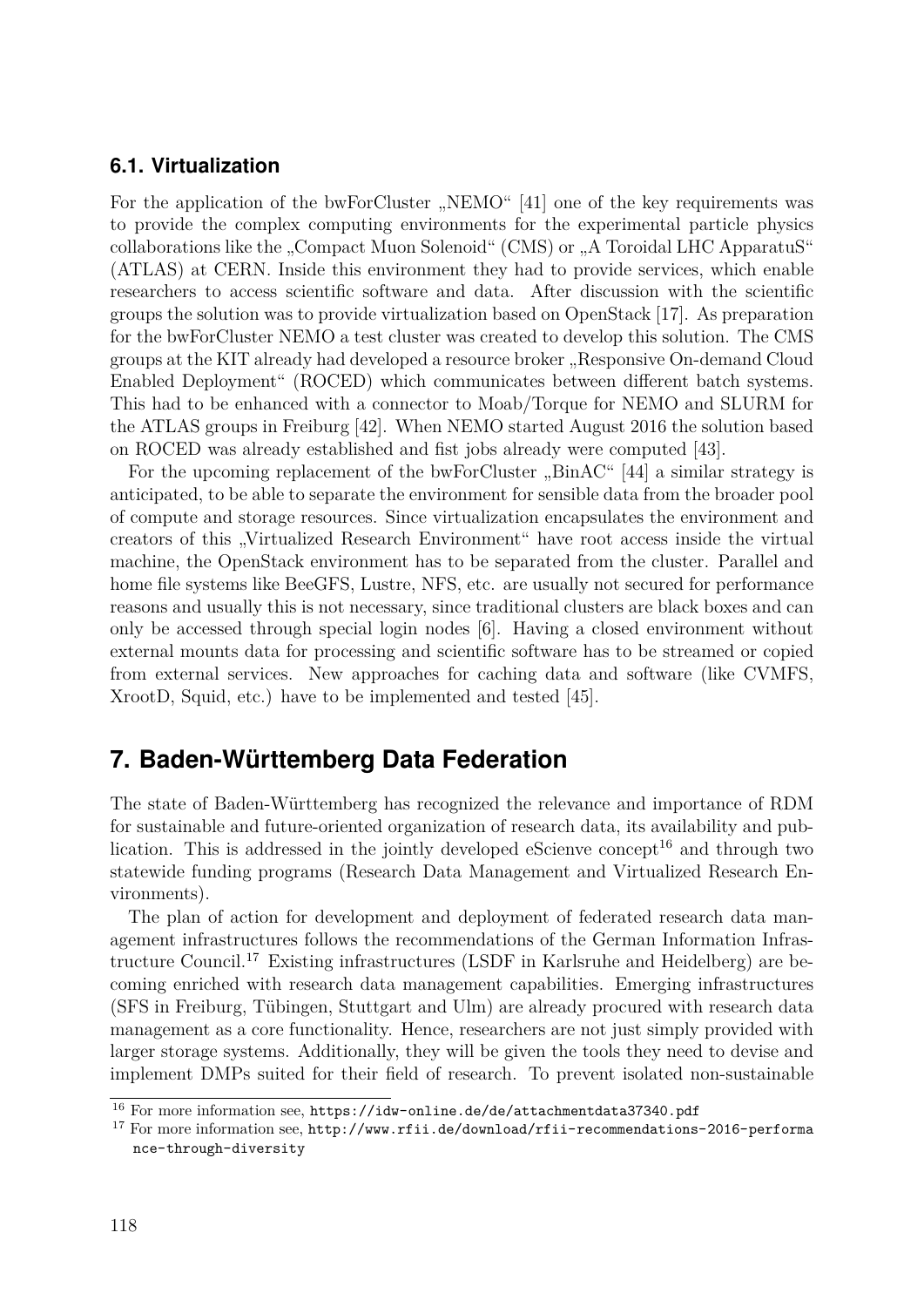### 6.1. Virtualization

For the application of the bwForCluster „NEMO“ [41] one of the key requirements was to provide the complex computing environments for the experimental particle physics collaborations like the „Compact Muon Solenoid“ (CMS) or „A Toroidal LHC ApparatuS“ (ATLAS) at CERN. Inside this environment they had to provide services, which enable researchers to access scientific software and data. After discussion with the scientific groups the solution was to provide virtualization based on OpenStack [17]. As preparation for the bwForCluster NEMO a test cluster was created to develop this solution. The CMS groups at the KIT already had developed a resource broker „Responsive On-demand Cloud Enabled Deployment“ (ROCED) which communicates between different batch systems. This had to be enhanced with a connector to Moab/Torque for NEMO and SLURM for the ATLAS groups in Freiburg [42]. When NEMO started August 2016 the solution based on ROCED was already established and fist jobs already were computed [43].

For the upcoming replacement of the bwForCluster „BinAC“ [44] a similar strategy is anticipated, to be able to separate the environment for sensible data from the broader pool of compute and storage resources. Since virtualization encapsulates the environment and creators of this „Virtualized Research Environment“ have root access inside the virtual machine, the OpenStack environment has to be separated from the cluster. Parallel and home file systems like BeeGFS, Lustre, NFS, etc. are usually not secured for performance reasons and usually this is not necessary, since traditional clusters are black boxes and can only be accessed through special login nodes [6]. Having a closed environment without external mounts data for processing and scientific software has to be streamed or copied from external services. New approaches for caching data and software (like CVMFS, XrootD, Squid, etc.) have to be implemented and tested [45].

## 7. Baden-Württemberg Data Federation

The state of Baden-Württemberg has recognized the relevance and importance of RDM for sustainable and future-oriented organization of research data, its availability and publication. This is addressed in the jointly developed eScienve concept[16] and through two statewide funding programs (Research Data Management and Virtualized Research Environments).

The plan of action for development and deployment of federated research data management infrastructures follows the recommendations of the German Information Infrastructure Council.[17] Existing infrastructures (LSDF in Karlsruhe and Heidelberg) are becoming enriched with research data management capabilities. Emerging infrastructures (SFS in Freiburg, Tübingen, Stuttgart and Ulm) are already procured with research data management as a core functionality. Hence, researchers are not just simply provided with larger storage systems. Additionally, they will be given the tools they need to devise and implement DMPs suited for their field of research. To prevent isolated non-sustainable

[16] For more information see, https://idw-online.de/de/attachmentdata37340.pdf

[17] For more information see, http://www.rfii.de/download/rfii-recommendations-2016-performance-through-diversity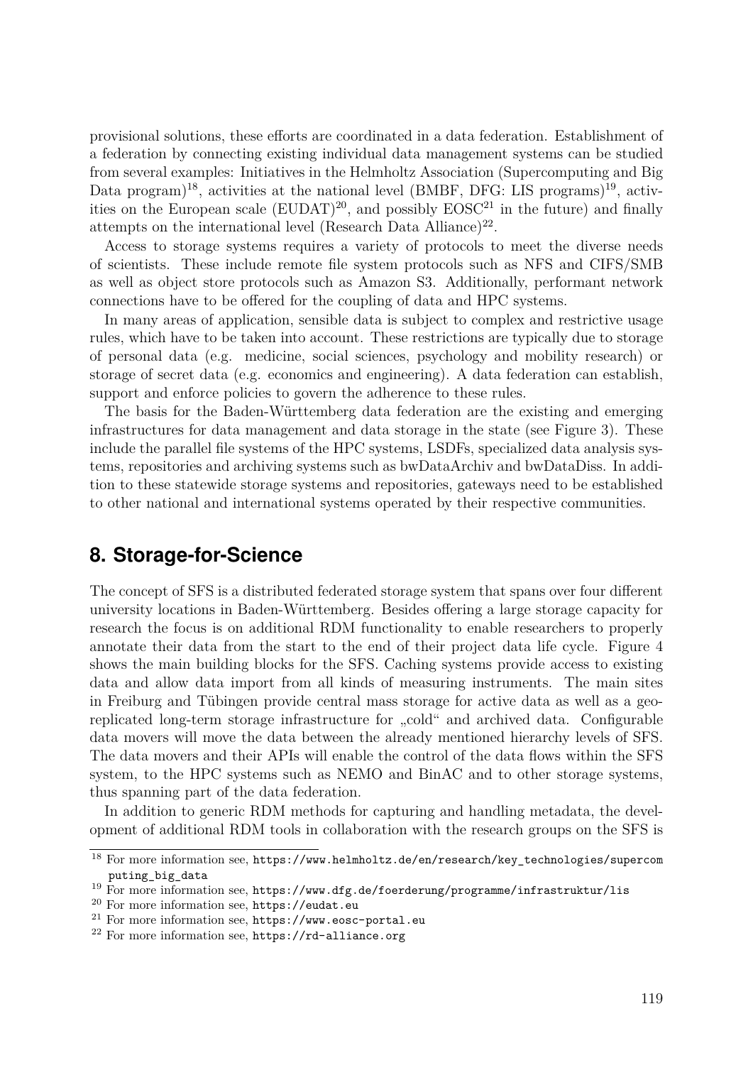provisional solutions, these efforts are coordinated in a data federation. Establishment of a federation by connecting existing individual data management systems can be studied from several examples: Initiatives in the Helmholtz Association (Supercomputing and Big Data program)[18], activities at the national level (BMBF, DFG: LIS programs)[19], activities on the European scale (EUDAT)[20], and possibly EOSC[21] in the future) and finally attempts on the international level (Research Data Alliance)[22].

Access to storage systems requires a variety of protocols to meet the diverse needs of scientists. These include remote file system protocols such as NFS and CIFS/SMB as well as object store protocols such as Amazon S3. Additionally, performant network connections have to be offered for the coupling of data and HPC systems.

In many areas of application, sensible data is subject to complex and restrictive usage rules, which have to be taken into account. These restrictions are typically due to storage of personal data (e.g. medicine, social sciences, psychology and mobility research) or storage of secret data (e.g. economics and engineering). A data federation can establish, support and enforce policies to govern the adherence to these rules.

The basis for the Baden-Württemberg data federation are the existing and emerging infrastructures for data management and data storage in the state (see Figure 3). These include the parallel file systems of the HPC systems, LSDFs, specialized data analysis systems, repositories and archiving systems such as bwDataArchiv and bwDataDiss. In addition to these statewide storage systems and repositories, gateways need to be established to other national and international systems operated by their respective communities.

## 8. Storage-for-Science

The concept of SFS is a distributed federated storage system that spans over four different university locations in Baden-Württemberg. Besides offering a large storage capacity for research the focus is on additional RDM functionality to enable researchers to properly annotate their data from the start to the end of their project data life cycle. Figure 4 shows the main building blocks for the SFS. Caching systems provide access to existing data and allow data import from all kinds of measuring instruments. The main sites in Freiburg and Tübingen provide central mass storage for active data as well as a geo-replicated long-term storage infrastructure for „cold“ and archived data. Configurable data movers will move the data between the already mentioned hierarchy levels of SFS. The data movers and their APIs will enable the control of the data flows within the SFS system, to the HPC systems such as NEMO and BinAC and to other storage systems, thus spanning part of the data federation.

In addition to generic RDM methods for capturing and handling metadata, the development of additional RDM tools in collaboration with the research groups on the SFS is

[18] For more information see, https://www.helmholtz.de/en/research/key_technologies/supercomputing_big_data

[19] For more information see, https://www.dfg.de/foerderung/programme/infrastruktur/lis

[20] For more information see, https://eudat.eu

[21] For more information see, https://www.eosc-portal.eu

[22] For more information see, https://rd-alliance.org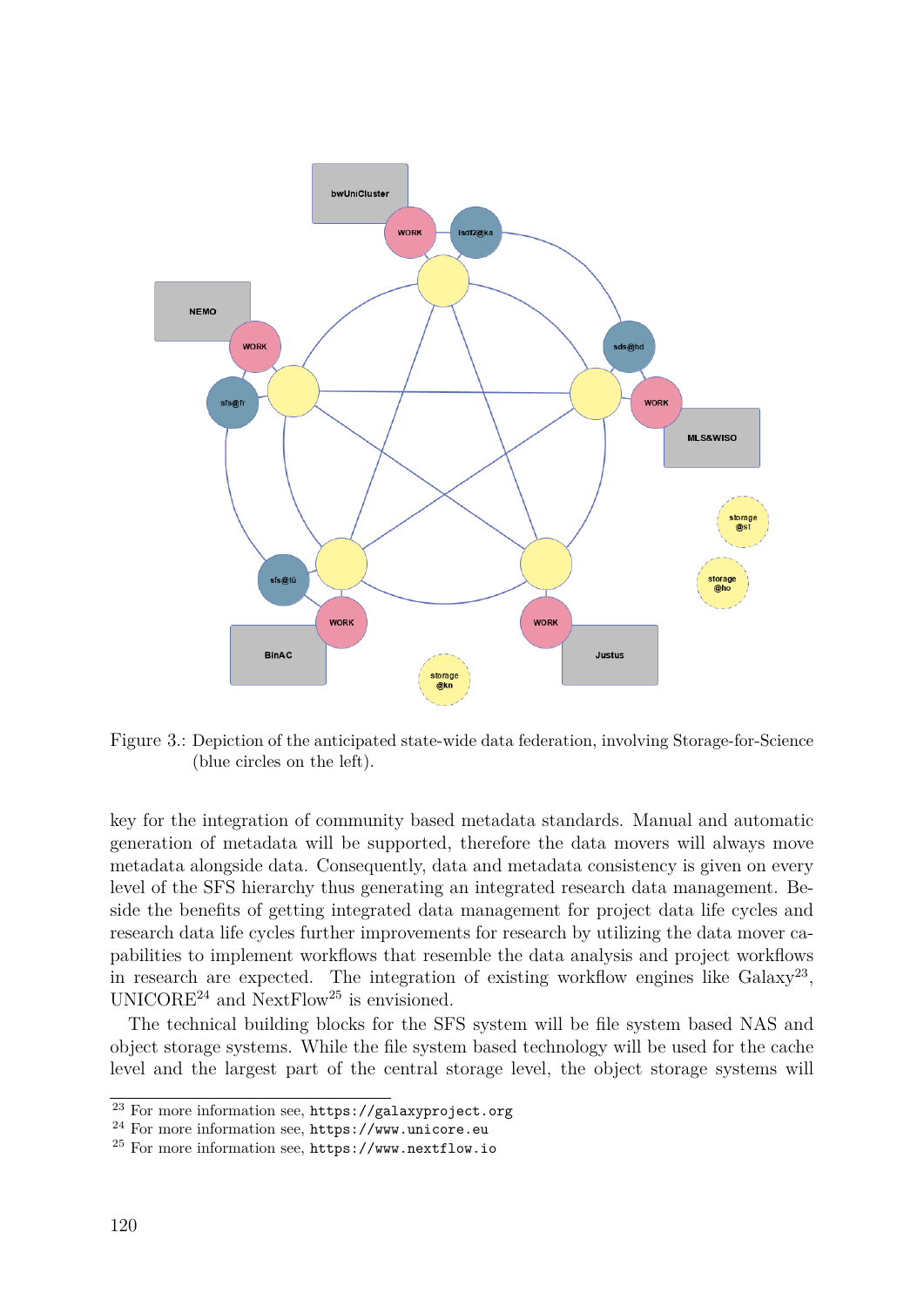Figure 3.: Depiction of the anticipated state-wide data federation, involving Storage-for-Science (blue circles on the left).

key for the integration of community based metadata standards. Manual and automatic generation of metadata will be supported, therefore the data movers will always move metadata alongside data. Consequently, data and metadata consistency is given on every level of the SFS hierarchy thus generating an integrated research data management. Beside the benefits of getting integrated data management for project data life cycles and research data life cycles further improvements for research by utilizing the data mover capabilities to implement workflows that resemble the data analysis and project workflows in research are expected. The integration of existing workflow engines like Galaxy[23], UNICORE[24] and NextFlow[25] is envisioned.

The technical building blocks for the SFS system will be file system based NAS and object storage systems. While the file system based technology will be used for the cache level and the largest part of the central storage level, the object storage systems will

[23] For more information see, `https://galaxyproject.org`

[24] For more information see, `https://www.unicore.eu`

[25] For more information see, `https://www.nextflow.io`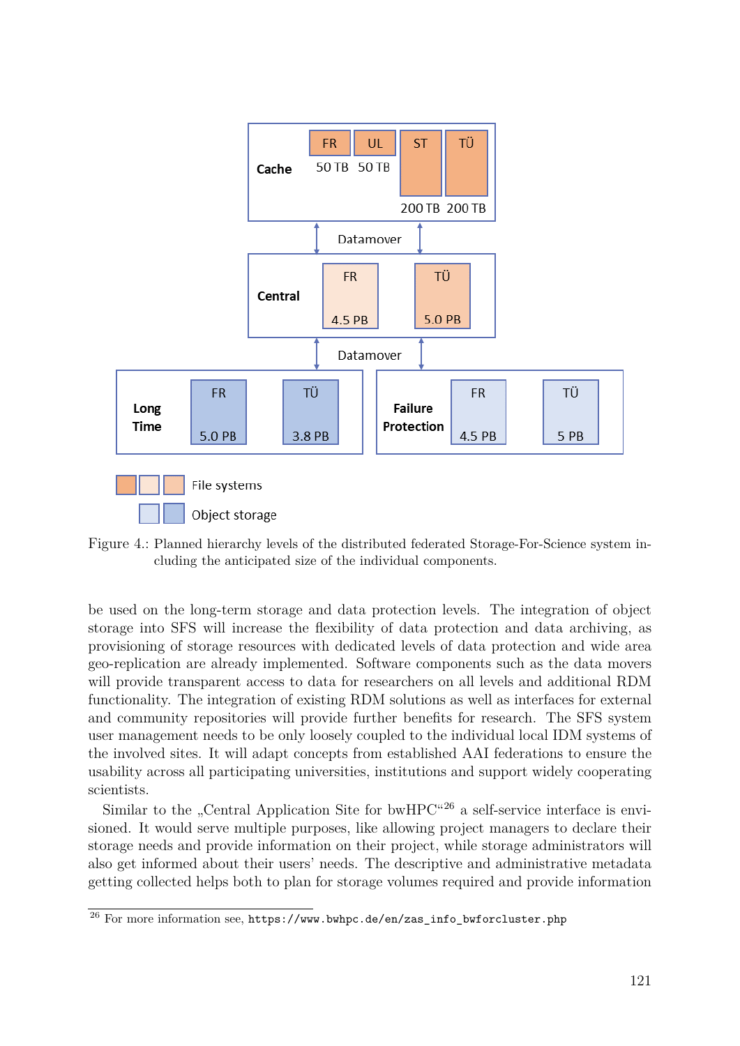Figure 4.: Planned hierarchy levels of the distributed federated Storage-For-Science system including the anticipated size of the individual components.

be used on the long-term storage and data protection levels. The integration of object storage into SFS will increase the flexibility of data protection and data archiving, as provisioning of storage resources with dedicated levels of data protection and wide area geo-replication are already implemented. Software components such as the data movers will provide transparent access to data for researchers on all levels and additional RDM functionality. The integration of existing RDM solutions as well as interfaces for external and community repositories will provide further benefits for research. The SFS system user management needs to be only loosely coupled to the individual local IDM systems of the involved sites. It will adapt concepts from established AAI federations to ensure the usability across all participating universities, institutions and support widely cooperating scientists.

Similar to the „Central Application Site for bwHPC“[26] a self-service interface is envisioned. It would serve multiple purposes, like allowing project managers to declare their storage needs and provide information on their project, while storage administrators will also get informed about their users' needs. The descriptive and administrative metadata getting collected helps both to plan for storage volumes required and provide information

[26] For more information see, `https://www.bwhpc.de/en/zas_info_bwforcluster.php`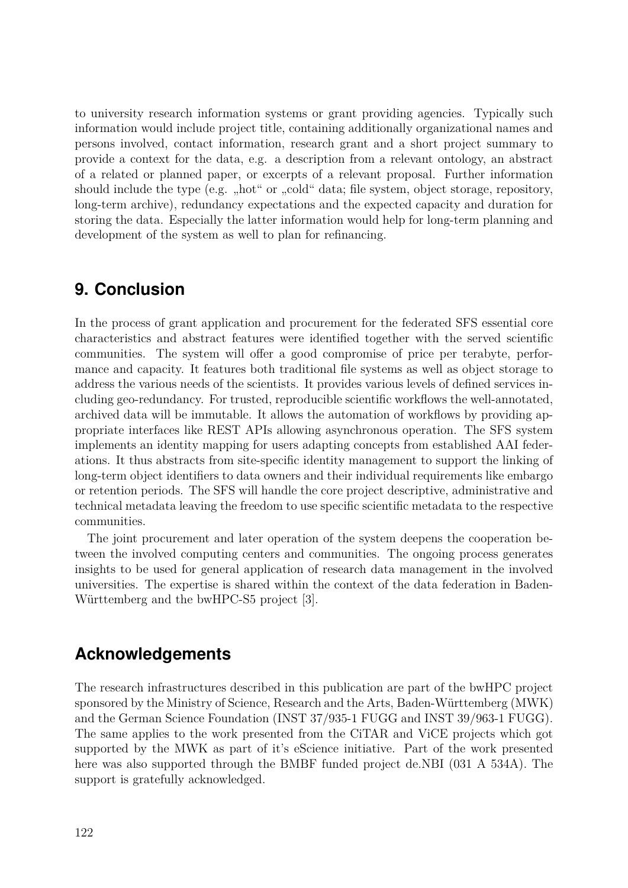to university research information systems or grant providing agencies. Typically such information would include project title, containing additionally organizational names and persons involved, contact information, research grant and a short project summary to provide a context for the data, e.g. a description from a relevant ontology, an abstract of a related or planned paper, or excerpts of a relevant proposal. Further information should include the type (e.g. „hot" or „cold" data; file system, object storage, repository, long-term archive), redundancy expectations and the expected capacity and duration for storing the data. Especially the latter information would help for long-term planning and development of the system as well to plan for refinancing.

## 9. Conclusion

In the process of grant application and procurement for the federated SFS essential core characteristics and abstract features were identified together with the served scientific communities. The system will offer a good compromise of price per terabyte, performance and capacity. It features both traditional file systems as well as object storage to address the various needs of the scientists. It provides various levels of defined services including geo-redundancy. For trusted, reproducible scientific workflows the well-annotated, archived data will be immutable. It allows the automation of workflows by providing appropriate interfaces like REST APIs allowing asynchronous operation. The SFS system implements an identity mapping for users adapting concepts from established AAI federations. It thus abstracts from site-specific identity management to support the linking of long-term object identifiers to data owners and their individual requirements like embargo or retention periods. The SFS will handle the core project descriptive, administrative and technical metadata leaving the freedom to use specific scientific metadata to the respective communities.

The joint procurement and later operation of the system deepens the cooperation between the involved computing centers and communities. The ongoing process generates insights to be used for general application of research data management in the involved universities. The expertise is shared within the context of the data federation in Baden-Württemberg and the bwHPC-S5 project [3].

## Acknowledgements

The research infrastructures described in this publication are part of the bwHPC project sponsored by the Ministry of Science, Research and the Arts, Baden-Württemberg (MWK) and the German Science Foundation (INST 37/935-1 FUGG and INST 39/963-1 FUGG). The same applies to the work presented from the CiTAR and ViCE projects which got supported by the MWK as part of it's eScience initiative. Part of the work presented here was also supported through the BMBF funded project de.NBI (031 A 534A). The support is gratefully acknowledged.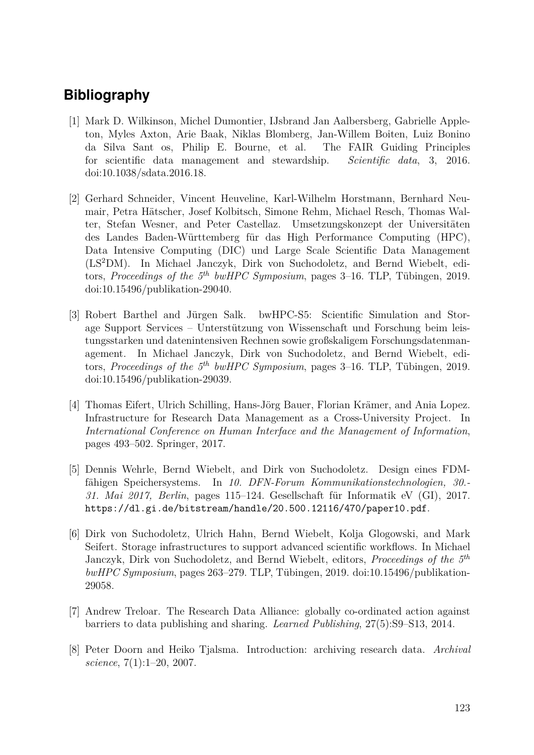# Bibliography

[1] Mark D. Wilkinson, Michel Dumontier, IJsbrand Jan Aalbersberg, Gabrielle Appleton, Myles Axton, Arie Baak, Niklas Blomberg, Jan-Willem Boiten, Luiz Bonino da Silva Sant os, Philip E. Bourne, et al. The FAIR Guiding Principles for scientific data management and stewardship. *Scientific data*, 3, 2016. doi:10.1038/sdata.2016.18.

[2] Gerhard Schneider, Vincent Heuveline, Karl-Wilhelm Horstmann, Bernhard Neumair, Petra Hätscher, Josef Kolbitsch, Simone Rehm, Michael Resch, Thomas Walter, Stefan Wesner, and Peter Castellaz. Umsetzungskonzept der Universitäten des Landes Baden-Württemberg für das High Performance Computing (HPC), Data Intensive Computing (DIC) und Large Scale Scientific Data Management (LS$^2$DM). In Michael Janczyk, Dirk von Suchodoletz, and Bernd Wiebelt, editors, *Proceedings of the 5$^{th}$ bwHPC Symposium*, pages 3–16. TLP, Tübingen, 2019. doi:10.15496/publikation-29040.

[3] Robert Barthel and Jürgen Salk. bwHPC-S5: Scientific Simulation and Storage Support Services – Unterstützung von Wissenschaft und Forschung beim leistungsstarken und datenintensiven Rechnen sowie großskaligem Forschungsdatenmanagement. In Michael Janczyk, Dirk von Suchodoletz, and Bernd Wiebelt, editors, *Proceedings of the 5$^{th}$ bwHPC Symposium*, pages 3–16. TLP, Tübingen, 2019. doi:10.15496/publikation-29039.

[4] Thomas Eifert, Ulrich Schilling, Hans-Jörg Bauer, Florian Krämer, and Ania Lopez. Infrastructure for Research Data Management as a Cross-University Project. In *International Conference on Human Interface and the Management of Information*, pages 493–502. Springer, 2017.

[5] Dennis Wehrle, Bernd Wiebelt, and Dirk von Suchodoletz. Design eines FDM-fähigen Speichersystems. In *10. DFN-Forum Kommunikationstechnologien, 30.-31. Mai 2017, Berlin*, pages 115–124. Gesellschaft für Informatik eV (GI), 2017. https://dl.gi.de/bitstream/handle/20.500.12116/470/paper10.pdf.

[6] Dirk von Suchodoletz, Ulrich Hahn, Bernd Wiebelt, Kolja Glogowski, and Mark Seifert. Storage infrastructures to support advanced scientific workflows. In Michael Janczyk, Dirk von Suchodoletz, and Bernd Wiebelt, editors, *Proceedings of the 5$^{th}$ bwHPC Symposium*, pages 263–279. TLP, Tübingen, 2019. doi:10.15496/publikation-29058.

[7] Andrew Treloar. The Research Data Alliance: globally co-ordinated action against barriers to data publishing and sharing. *Learned Publishing*, 27(5):S9–S13, 2014.

[8] Peter Doorn and Heiko Tjalsma. Introduction: archiving research data. *Archival science*, 7(1):1–20, 2007.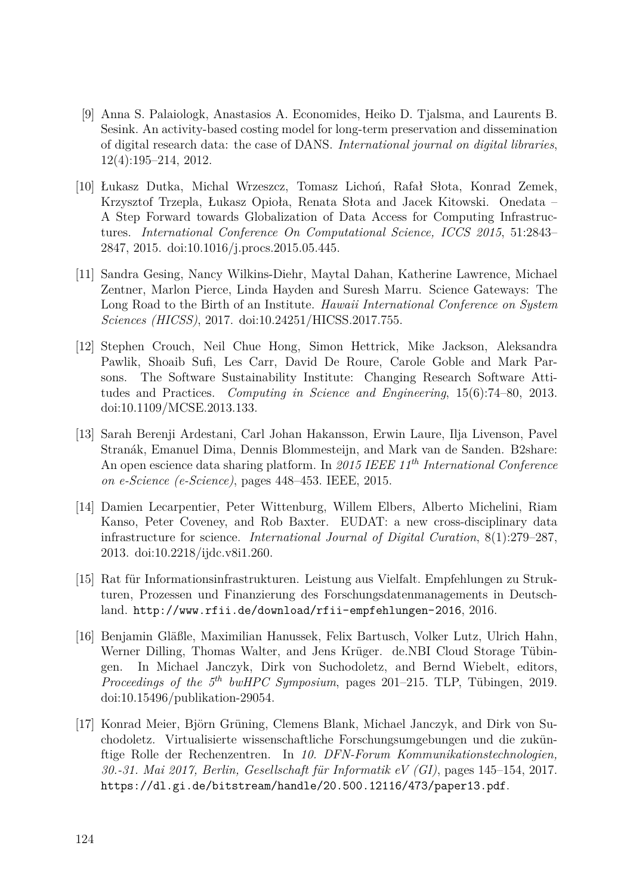[9] Anna S. Palaiologk, Anastasios A. Economides, Heiko D. Tjalsma, and Laurents B. Sesink. An activity-based costing model for long-term preservation and dissemination of digital research data: the case of DANS. *International journal on digital libraries*, 12(4):195–214, 2012.

[10] Łukasz Dutka, Michal Wrzeszcz, Tomasz Lichoń, Rafał Słota, Konrad Zemek, Krzysztof Trzepla, Łukasz Opioła, Renata Słota and Jacek Kitowski. Onedata – A Step Forward towards Globalization of Data Access for Computing Infrastructures. *International Conference On Computational Science, ICCS 2015*, 51:2843–2847, 2015. doi:10.1016/j.procs.2015.05.445.

[11] Sandra Gesing, Nancy Wilkins-Diehr, Maytal Dahan, Katherine Lawrence, Michael Zentner, Marlon Pierce, Linda Hayden and Suresh Marru. Science Gateways: The Long Road to the Birth of an Institute. *Hawaii International Conference on System Sciences (HICSS)*, 2017. doi:10.24251/HICSS.2017.755.

[12] Stephen Crouch, Neil Chue Hong, Simon Hettrick, Mike Jackson, Aleksandra Pawlik, Shoaib Sufi, Les Carr, David De Roure, Carole Goble and Mark Parsons. The Software Sustainability Institute: Changing Research Software Attitudes and Practices. *Computing in Science and Engineering*, 15(6):74–80, 2013. doi:10.1109/MCSE.2013.133.

[13] Sarah Berenji Ardestani, Carl Johan Hakansson, Erwin Laure, Ilja Livenson, Pavel Stranák, Emanuel Dima, Dennis Blommesteijn, and Mark van de Sanden. B2share: An open escience data sharing platform. In *2015 IEEE 11th International Conference on e-Science (e-Science)*, pages 448–453. IEEE, 2015.

[14] Damien Lecarpentier, Peter Wittenburg, Willem Elbers, Alberto Michelini, Riam Kanso, Peter Coveney, and Rob Baxter. EUDAT: a new cross-disciplinary data infrastructure for science. *International Journal of Digital Curation*, 8(1):279–287, 2013. doi:10.2218/ijdc.v8i1.260.

[15] Rat für Informationsinfrastrukturen. Leistung aus Vielfalt. Empfehlungen zu Strukturen, Prozessen und Finanzierung des Forschungsdatenmanagements in Deutschland. `http://www.rfii.de/download/rfii-empfehlungen-2016`, 2016.

[16] Benjamin Gläßle, Maximilian Hanussek, Felix Bartusch, Volker Lutz, Ulrich Hahn, Werner Dilling, Thomas Walter, and Jens Krüger. de.NBI Cloud Storage Tübingen. In Michael Janczyk, Dirk von Suchodoletz, and Bernd Wiebelt, editors, *Proceedings of the 5th bwHPC Symposium*, pages 201–215. TLP, Tübingen, 2019. doi:10.15496/publikation-29054.

[17] Konrad Meier, Björn Grüning, Clemens Blank, Michael Janczyk, and Dirk von Suchodoletz. Virtualisierte wissenschaftliche Forschungsumgebungen und die zukünftige Rolle der Rechenzentren. In *10. DFN-Forum Kommunikationstechnologien, 30.-31. Mai 2017, Berlin, Gesellschaft für Informatik eV (GI)*, pages 145–154, 2017. `https://dl.gi.de/bitstream/handle/20.500.12116/473/paper13.pdf`.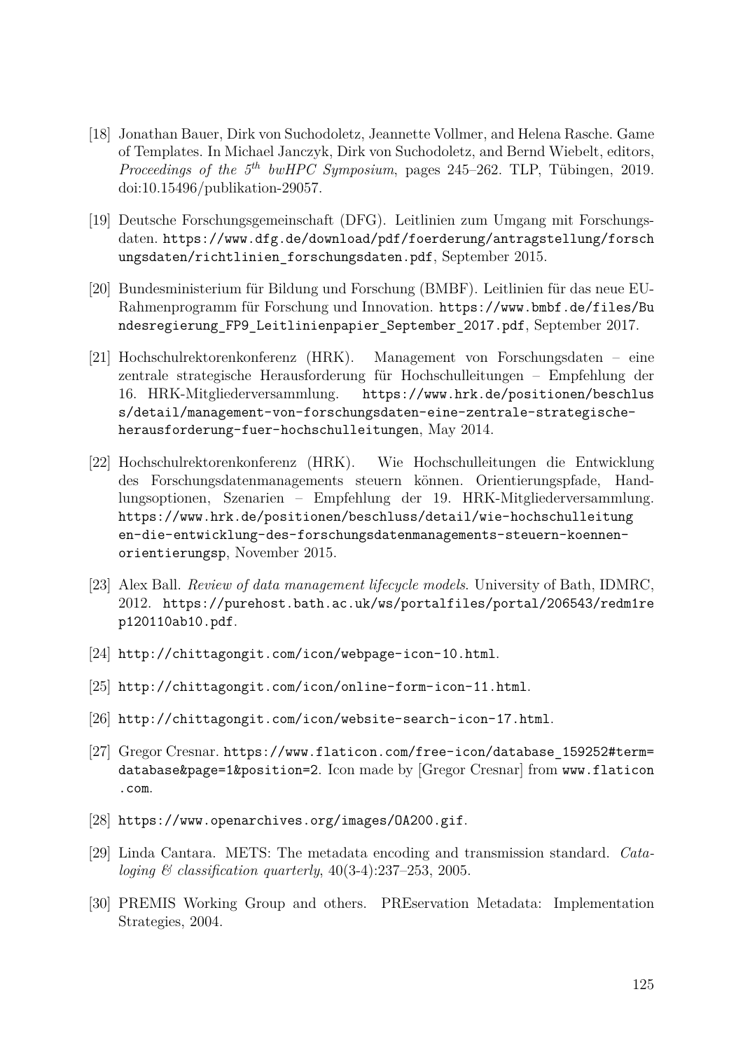[18] Jonathan Bauer, Dirk von Suchodoletz, Jeannette Vollmer, and Helena Rasche. Game of Templates. In Michael Janczyk, Dirk von Suchodoletz, and Bernd Wiebelt, editors, *Proceedings of the 5th bwHPC Symposium*, pages 245–262. TLP, Tübingen, 2019. doi:10.15496/publikation-29057.

[19] Deutsche Forschungsgemeinschaft (DFG). Leitlinien zum Umgang mit Forschungsdaten. `https://www.dfg.de/download/pdf/foerderung/antragstellung/forschungsdaten/richtlinien_forschungsdaten.pdf`, September 2015.

[20] Bundesministerium für Bildung und Forschung (BMBF). Leitlinien für das neue EU-Rahmenprogramm für Forschung und Innovation. `https://www.bmbf.de/files/Bundesregierung_FP9_Leitlinienpapier_September_2017.pdf`, September 2017.

[21] Hochschulrektorenkonferenz (HRK). Management von Forschungsdaten – eine zentrale strategische Herausforderung für Hochschulleitungen – Empfehlung der 16. HRK-Mitgliederversammlung. `https://www.hrk.de/positionen/beschluss/detail/management-von-forschungsdaten-eine-zentrale-strategische-herausforderung-fuer-hochschulleitungen`, May 2014.

[22] Hochschulrektorenkonferenz (HRK). Wie Hochschulleitungen die Entwicklung des Forschungsdatenmanagements steuern können. Orientierungspfade, Handlungsoptionen, Szenarien – Empfehlung der 19. HRK-Mitgliederversammlung. `https://www.hrk.de/positionen/beschluss/detail/wie-hochschulleitungen-die-entwicklung-des-forschungsdatenmanagements-steuern-koennen-orientierungsp`, November 2015.

[23] Alex Ball. *Review of data management lifecycle models*. University of Bath, IDMRC, 2012. `https://purehost.bath.ac.uk/ws/portalfiles/portal/206543/redm1rep120110ab10.pdf`.

[24] `http://chittagongit.com/icon/webpage-icon-10.html`.

[25] `http://chittagongit.com/icon/online-form-icon-11.html`.

[26] `http://chittagongit.com/icon/website-search-icon-17.html`.

[27] Gregor Cresnar. `https://www.flaticon.com/free-icon/database_159252#term=database&page=1&position=2`. Icon made by [Gregor Cresnar] from `www.flaticon.com`.

[28] `https://www.openarchives.org/images/OA200.gif`.

[29] Linda Cantara. METS: The metadata encoding and transmission standard. *Cataloging & classification quarterly*, 40(3-4):237–253, 2005.

[30] PREMIS Working Group and others. PREservation Metadata: Implementation Strategies, 2004.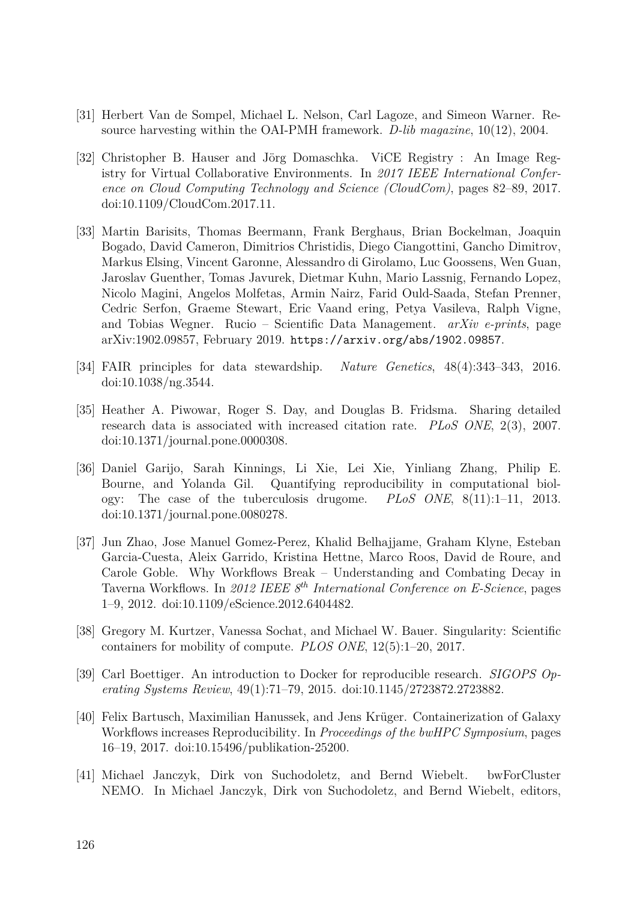[31] Herbert Van de Sompel, Michael L. Nelson, Carl Lagoze, and Simeon Warner. Resource harvesting within the OAI-PMH framework. *D-lib magazine*, 10(12), 2004.

[32] Christopher B. Hauser and Jörg Domaschka. ViCE Registry : An Image Registry for Virtual Collaborative Environments. In *2017 IEEE International Conference on Cloud Computing Technology and Science (CloudCom)*, pages 82–89, 2017. doi:10.1109/CloudCom.2017.11.

[33] Martin Barisits, Thomas Beermann, Frank Berghaus, Brian Bockelman, Joaquin Bogado, David Cameron, Dimitrios Christidis, Diego Ciangottini, Gancho Dimitrov, Markus Elsing, Vincent Garonne, Alessandro di Girolamo, Luc Goossens, Wen Guan, Jaroslav Guenther, Tomas Javurek, Dietmar Kuhn, Mario Lassnig, Fernando Lopez, Nicolo Magini, Angelos Molfetas, Armin Nairz, Farid Ould-Saada, Stefan Prenner, Cedric Serfon, Graeme Stewart, Eric Vaand ering, Petya Vasileva, Ralph Vigne, and Tobias Wegner. Rucio – Scientific Data Management. *arXiv e-prints*, page arXiv:1902.09857, February 2019. `https://arxiv.org/abs/1902.09857`.

[34] FAIR principles for data stewardship. *Nature Genetics*, 48(4):343–343, 2016. doi:10.1038/ng.3544.

[35] Heather A. Piwowar, Roger S. Day, and Douglas B. Fridsma. Sharing detailed research data is associated with increased citation rate. *PLoS ONE*, 2(3), 2007. doi:10.1371/journal.pone.0000308.

[36] Daniel Garijo, Sarah Kinnings, Li Xie, Lei Xie, Yinliang Zhang, Philip E. Bourne, and Yolanda Gil. Quantifying reproducibility in computational biology: The case of the tuberculosis drugome. *PLoS ONE*, 8(11):1–11, 2013. doi:10.1371/journal.pone.0080278.

[37] Jun Zhao, Jose Manuel Gomez-Perez, Khalid Belhajjame, Graham Klyne, Esteban Garcia-Cuesta, Aleix Garrido, Kristina Hettne, Marco Roos, David de Roure, and Carole Goble. Why Workflows Break – Understanding and Combating Decay in Taverna Workflows. In *2012 IEEE 8th International Conference on E-Science*, pages 1–9, 2012. doi:10.1109/eScience.2012.6404482.

[38] Gregory M. Kurtzer, Vanessa Sochat, and Michael W. Bauer. Singularity: Scientific containers for mobility of compute. *PLOS ONE*, 12(5):1–20, 2017.

[39] Carl Boettiger. An introduction to Docker for reproducible research. *SIGOPS Operating Systems Review*, 49(1):71–79, 2015. doi:10.1145/2723872.2723882.

[40] Felix Bartusch, Maximilian Hanussek, and Jens Krüger. Containerization of Galaxy Workflows increases Reproducibility. In *Proceedings of the bwHPC Symposium*, pages 16–19, 2017. doi:10.15496/publikation-25200.

[41] Michael Janczyk, Dirk von Suchodoletz, and Bernd Wiebelt. bwForCluster NEMO. In Michael Janczyk, Dirk von Suchodoletz, and Bernd Wiebelt, editors,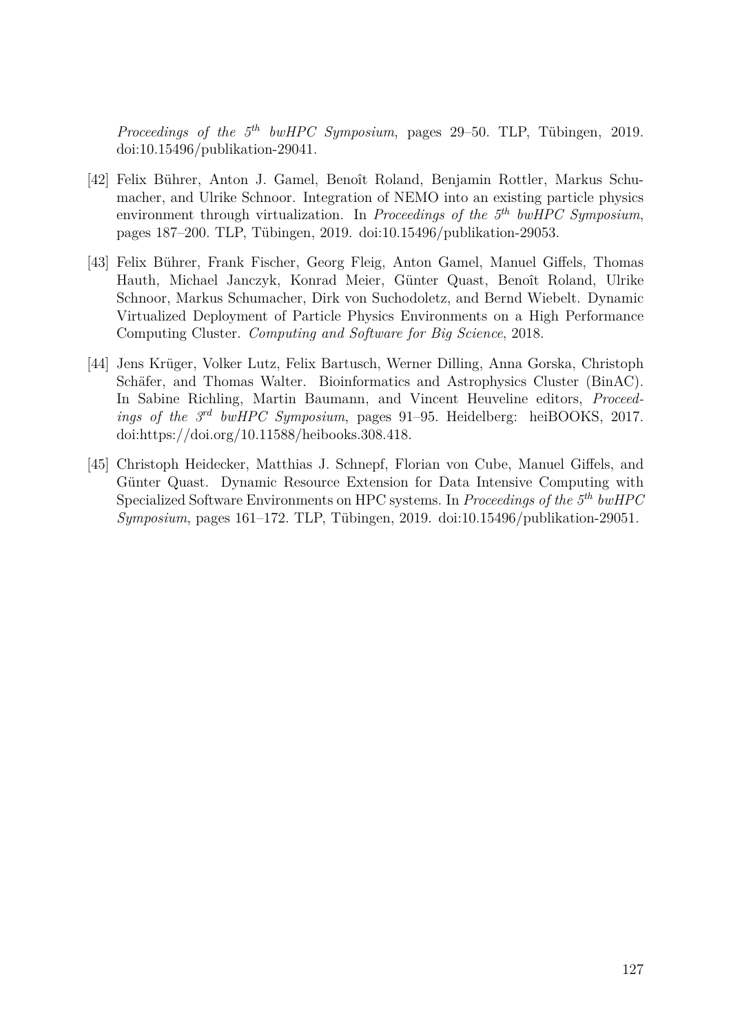*Proceedings of the 5th bwHPC Symposium*, pages 29–50. TLP, Tübingen, 2019. doi:10.15496/publikation-29041.

[42] Felix Bührer, Anton J. Gamel, Benoît Roland, Benjamin Rottler, Markus Schumacher, and Ulrike Schnoor. Integration of NEMO into an existing particle physics environment through virtualization. In *Proceedings of the 5th bwHPC Symposium*, pages 187–200. TLP, Tübingen, 2019. doi:10.15496/publikation-29053.

[43] Felix Bührer, Frank Fischer, Georg Fleig, Anton Gamel, Manuel Giffels, Thomas Hauth, Michael Janczyk, Konrad Meier, Günter Quast, Benoît Roland, Ulrike Schnoor, Markus Schumacher, Dirk von Suchodoletz, and Bernd Wiebelt. Dynamic Virtualized Deployment of Particle Physics Environments on a High Performance Computing Cluster. *Computing and Software for Big Science*, 2018.

[44] Jens Krüger, Volker Lutz, Felix Bartusch, Werner Dilling, Anna Gorska, Christoph Schäfer, and Thomas Walter. Bioinformatics and Astrophysics Cluster (BinAC). In Sabine Richling, Martin Baumann, and Vincent Heuveline editors, *Proceedings of the 3rd bwHPC Symposium*, pages 91–95. Heidelberg: heiBOOKS, 2017. doi:https://doi.org/10.11588/heibooks.308.418.

[45] Christoph Heidecker, Matthias J. Schnepf, Florian von Cube, Manuel Giffels, and Günter Quast. Dynamic Resource Extension for Data Intensive Computing with Specialized Software Environments on HPC systems. In *Proceedings of the 5th bwHPC Symposium*, pages 161–172. TLP, Tübingen, 2019. doi:10.15496/publikation-29051.